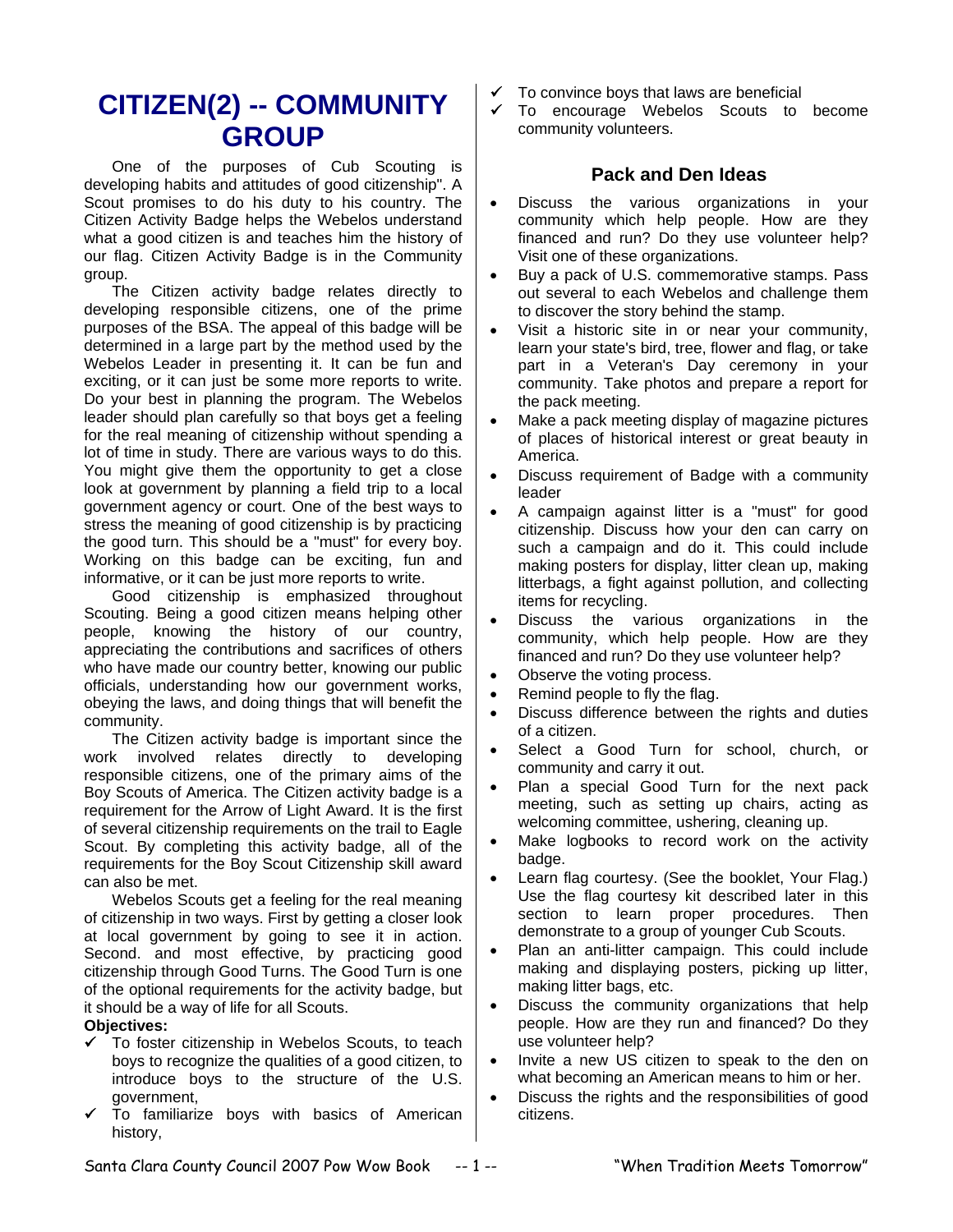# CITIZEN(2) -- COMMUNITY GROUP

One of the purposes of Cub Scouting is developing habits and attitudes of good citizenship". A Scout promises to do his duty to his country. The Citizen Activity Badge helps the Webelos understand what a good citizen is and teaches him the history of our flag. Citizen Activity Badge is in the Community group.

The Citizen activity badge relates directly to developing responsible citizens, one of the prime purposes of the BSA. The appeal of this badge will be determined in a large part by the method used by the Webelos Leader in presenting it. It can be fun and exciting, or it can just be some more reports to write. Do your best in planning the program. The Webelos leader should plan carefully so that boys get a feeling for the real meaning of citizenship without spending a lot of time in study. There are various ways to do this. You might give them the opportunity to get a close look at government by planning a field trip to a local government agency or court. One of the best ways to stress the meaning of good citizenship is by practicing the good turn. This should be a "must" for every boy. Working on this badge can be exciting, fun and informative, or it can be just more reports to write.

Good citizenship is emphasized throughout Scouting. Being a good citizen means helping other people, knowing the history of our country, appreciating the contributions and sacrifices of others who have made our country better, knowing our public officials, understanding how our government works, obeying the laws, and doing things that will benefit the community.

The Citizen activity badge is important since the work involved relates directly to developing responsible citizens, one of the primary aims of the Boy Scouts of America. The Citizen activity badge is a requirement for the Arrow of Light Award. It is the first of several citizenship requirements on the trail to Eagle Scout. By completing this activity badge, all of the requirements for the Boy Scout Citizenship skill award can also be met.

Webelos Scouts get a feeling for the real meaning of citizenship in two ways. First by getting a closer look at local government by going to see it in action. Second. and most effective, by practicing good citizenship through Good Turns. The Good Turn is one of the optional requirements for the activity badge, but it should be a way of life for all Scouts.

**Objectives:**

- ✓ To foster citizenship in Webelos Scouts, to teach boys to recognize the qualities of a good citizen, to introduce boys to the structure of the U.S. government,
- ✓ To familiarize boys with basics of American history,
- ✓ To convince boys that laws are beneficial
- ✓ To encourage Webelos Scouts to become community volunteers.

### Pack and Den Ideas

- Discuss the various organizations in your community which help people. How are they financed and run? Do they use volunteer help? Visit one of these organizations.
- Buy a pack of U.S. commemorative stamps. Pass out several to each Webelos and challenge them to discover the story behind the stamp.
- Visit a historic site in or near your community, learn your state's bird, tree, flower and flag, or take part in a Veteran's Day ceremony in your community. Take photos and prepare a report for the pack meeting.
- Make a pack meeting display of magazine pictures of places of historical interest or great beauty in America.
- Discuss requirement of Badge with a community leader
- A campaign against litter is a "must" for good citizenship. Discuss how your den can carry on such a campaign and do it. This could include making posters for display, litter clean up, making litterbags, a fight against pollution, and collecting items for recycling.
- Discuss the various organizations in the community, which help people. How are they financed and run? Do they use volunteer help?
- Observe the voting process.
- Remind people to fly the flag.
- Discuss difference between the rights and duties of a citizen.
- Select a Good Turn for school, church, or community and carry it out.
- Plan a special Good Turn for the next pack meeting, such as setting up chairs, acting as welcoming committee, ushering, cleaning up.
- Make logbooks to record work on the activity badge.
- Learn flag courtesy. (See the booklet, Your Flag.) Use the flag courtesy kit described later in this section to learn proper procedures. Then demonstrate to a group of younger Cub Scouts.
- Plan an anti-litter campaign. This could include making and displaying posters, picking up litter, making litter bags, etc.
- Discuss the community organizations that help people. How are they run and financed? Do they use volunteer help?
- Invite a new US citizen to speak to the den on what becoming an American means to him or her.
- Discuss the rights and the responsibilities of good citizens.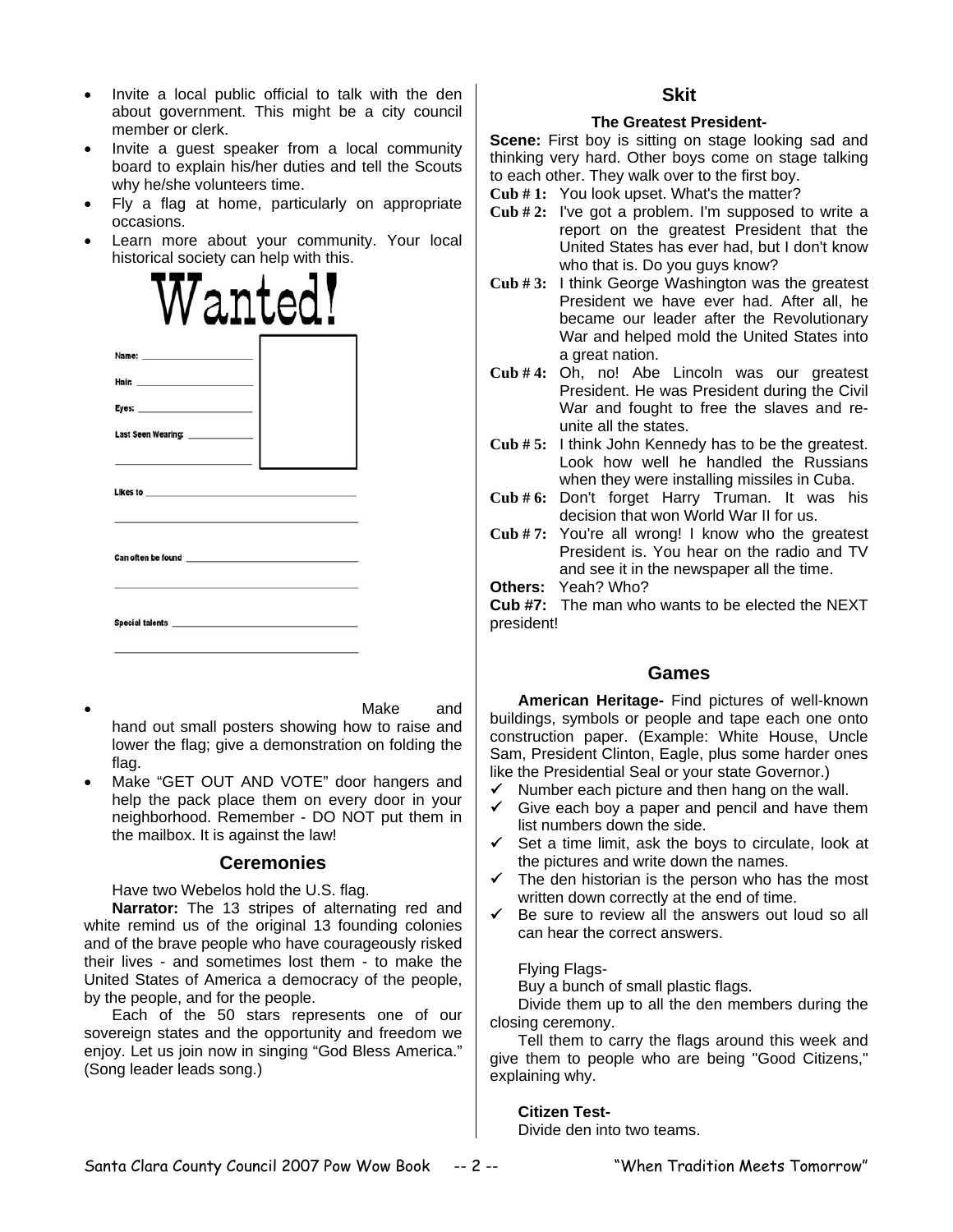- Invite a local public official to talk with the den about government. This might be a city council member or clerk.
- Invite a guest speaker from a local community board to explain his/her duties and tell the Scouts why he/she volunteers time.
- Fly a flag at home, particularly on appropriate occasions.
- Learn more about your community. Your local historical society can help with this.

# Wanted!

Name: ____________________

Hair: ____________________

Eyes: ____________________

Last Seen Wearing: ____________________

Likes to ____________________

Can often be found ____________________

Special talents ____________________

- Make and hand out small posters showing how to raise and lower the flag; give a demonstration on folding the flag.
- Make "GET OUT AND VOTE" door hangers and help the pack place them on every door in your neighborhood. Remember - DO NOT put them in the mailbox. It is against the law!

## Ceremonies

Have two Webelos hold the U.S. flag.

**Narrator:** The 13 stripes of alternating red and white remind us of the original 13 founding colonies and of the brave people who have courageously risked their lives - and sometimes lost them - to make the United States of America a democracy of the people, by the people, and for the people.

Each of the 50 stars represents one of our sovereign states and the opportunity and freedom we enjoy. Let us join now in singing "God Bless America." (Song leader leads song.)

## Skit

### The Greatest President-

**Scene:** First boy is sitting on stage looking sad and thinking very hard. Other boys come on stage talking to each other. They walk over to the first boy.

**Cub # 1:** You look upset. What's the matter?

**Cub # 2:** I've got a problem. I'm supposed to write a report on the greatest President that the United States has ever had, but I don't know who that is. Do you guys know?

**Cub # 3:** I think George Washington was the greatest President we have ever had. After all, he became our leader after the Revolutionary War and helped mold the United States into a great nation.

**Cub # 4:** Oh, no! Abe Lincoln was our greatest President. He was President during the Civil War and fought to free the slaves and re-unite all the states.

**Cub # 5:** I think John Kennedy has to be the greatest. Look how well he handled the Russians when they were installing missiles in Cuba.

**Cub # 6:** Don't forget Harry Truman. It was his decision that won World War II for us.

**Cub # 7:** You're all wrong! I know who the greatest President is. You hear on the radio and TV and see it in the newspaper all the time.

**Others:** Yeah? Who?

**Cub #7:** The man who wants to be elected the NEXT president!

## Games

**American Heritage-** Find pictures of well-known buildings, symbols or people and tape each one onto construction paper. (Example: White House, Uncle Sam, President Clinton, Eagle, plus some harder ones like the Presidential Seal or your state Governor.)

- ✓ Number each picture and then hang on the wall.
- ✓ Give each boy a paper and pencil and have them list numbers down the side.
- ✓ Set a time limit, ask the boys to circulate, look at the pictures and write down the names.
- ✓ The den historian is the person who has the most written down correctly at the end of time.
- ✓ Be sure to review all the answers out loud so all can hear the correct answers.

Flying Flags-

Buy a bunch of small plastic flags.

Divide them up to all the den members during the closing ceremony.

Tell them to carry the flags around this week and give them to people who are being "Good Citizens," explaining why.

**Citizen Test-**

Divide den into two teams.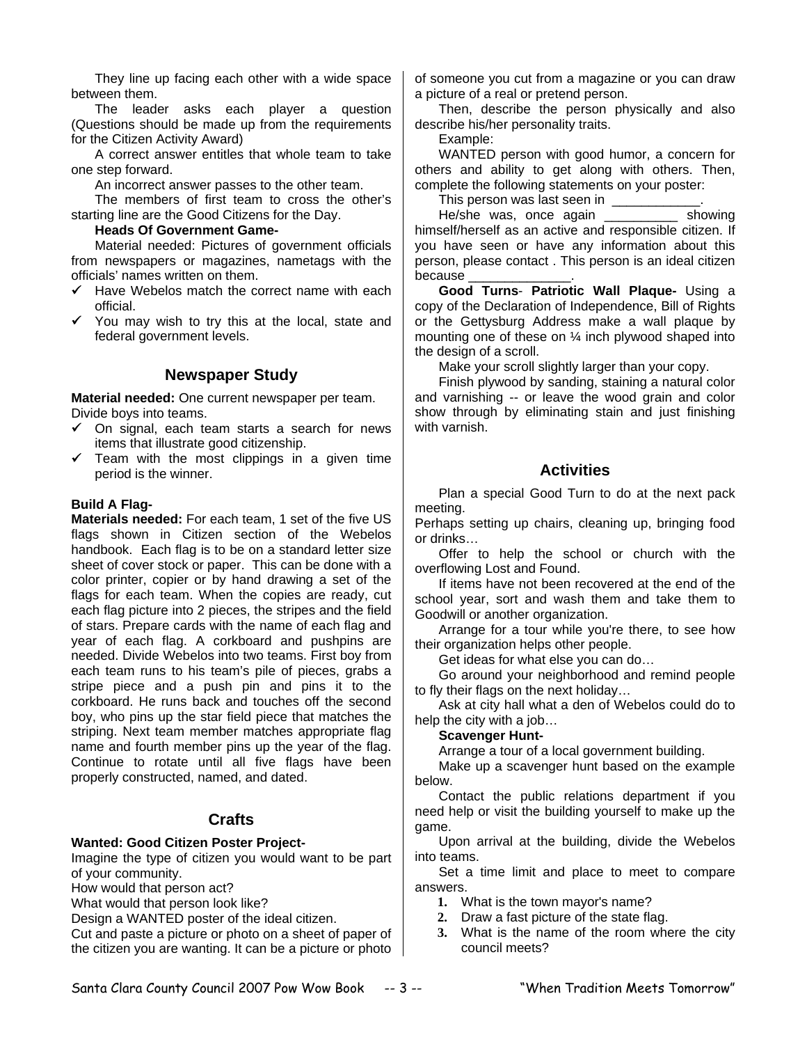They line up facing each other with a wide space between them.

The leader asks each player a question (Questions should be made up from the requirements for the Citizen Activity Award)

A correct answer entitles that whole team to take one step forward.

An incorrect answer passes to the other team.

The members of first team to cross the other's starting line are the Good Citizens for the Day.

**Heads Of Government Game-**

Material needed: Pictures of government officials from newspapers or magazines, nametags with the officials' names written on them.

- ✓ Have Webelos match the correct name with each official.
- ✓ You may wish to try this at the local, state and federal government levels.

## Newspaper Study

**Material needed:** One current newspaper per team.
Divide boys into teams.

- ✓ On signal, each team starts a search for news items that illustrate good citizenship.
- ✓ Team with the most clippings in a given time period is the winner.

**Build A Flag-**

**Materials needed:** For each team, 1 set of the five US flags shown in Citizen section of the Webelos handbook. Each flag is to be on a standard letter size sheet of cover stock or paper. This can be done with a color printer, copier or by hand drawing a set of the flags for each team. When the copies are ready, cut each flag picture into 2 pieces, the stripes and the field of stars. Prepare cards with the name of each flag and year of each flag. A corkboard and pushpins are needed. Divide Webelos into two teams. First boy from each team runs to his team's pile of pieces, grabs a stripe piece and a push pin and pins it to the corkboard. He runs back and touches off the second boy, who pins up the star field piece that matches the striping. Next team member matches appropriate flag name and fourth member pins up the year of the flag. Continue to rotate until all five flags have been properly constructed, named, and dated.

## Crafts

**Wanted: Good Citizen Poster Project-**

Imagine the type of citizen you would want to be part of your community.

How would that person act?

What would that person look like?

Design a WANTED poster of the ideal citizen.

Cut and paste a picture or photo on a sheet of paper of the citizen you are wanting. It can be a picture or photo of someone you cut from a magazine or you can draw a picture of a real or pretend person.

Then, describe the person physically and also describe his/her personality traits.

Example:

WANTED person with good humor, a concern for others and ability to get along with others. Then, complete the following statements on your poster:

This person was last seen in ____________.

He/she was, once again __________ showing himself/herself as an active and responsible citizen. If you have seen or have any information about this person, please contact . This person is an ideal citizen because ______________.

**Good Turns**- **Patriotic Wall Plaque-** Using a copy of the Declaration of Independence, Bill of Rights or the Gettysburg Address make a wall plaque by mounting one of these on ¼ inch plywood shaped into the design of a scroll.

Make your scroll slightly larger than your copy.

Finish plywood by sanding, staining a natural color and varnishing -- or leave the wood grain and color show through by eliminating stain and just finishing with varnish.

## Activities

Plan a special Good Turn to do at the next pack meeting.

Perhaps setting up chairs, cleaning up, bringing food or drinks…

Offer to help the school or church with the overflowing Lost and Found.

If items have not been recovered at the end of the school year, sort and wash them and take them to Goodwill or another organization.

Arrange for a tour while you're there, to see how their organization helps other people.

Get ideas for what else you can do…

Go around your neighborhood and remind people to fly their flags on the next holiday…

Ask at city hall what a den of Webelos could do to help the city with a job…

**Scavenger Hunt-**

Arrange a tour of a local government building.

Make up a scavenger hunt based on the example below.

Contact the public relations department if you need help or visit the building yourself to make up the game.

Upon arrival at the building, divide the Webelos into teams.

Set a time limit and place to meet to compare answers.

1. What is the town mayor's name?
2. Draw a fast picture of the state flag.
3. What is the name of the room where the city council meets?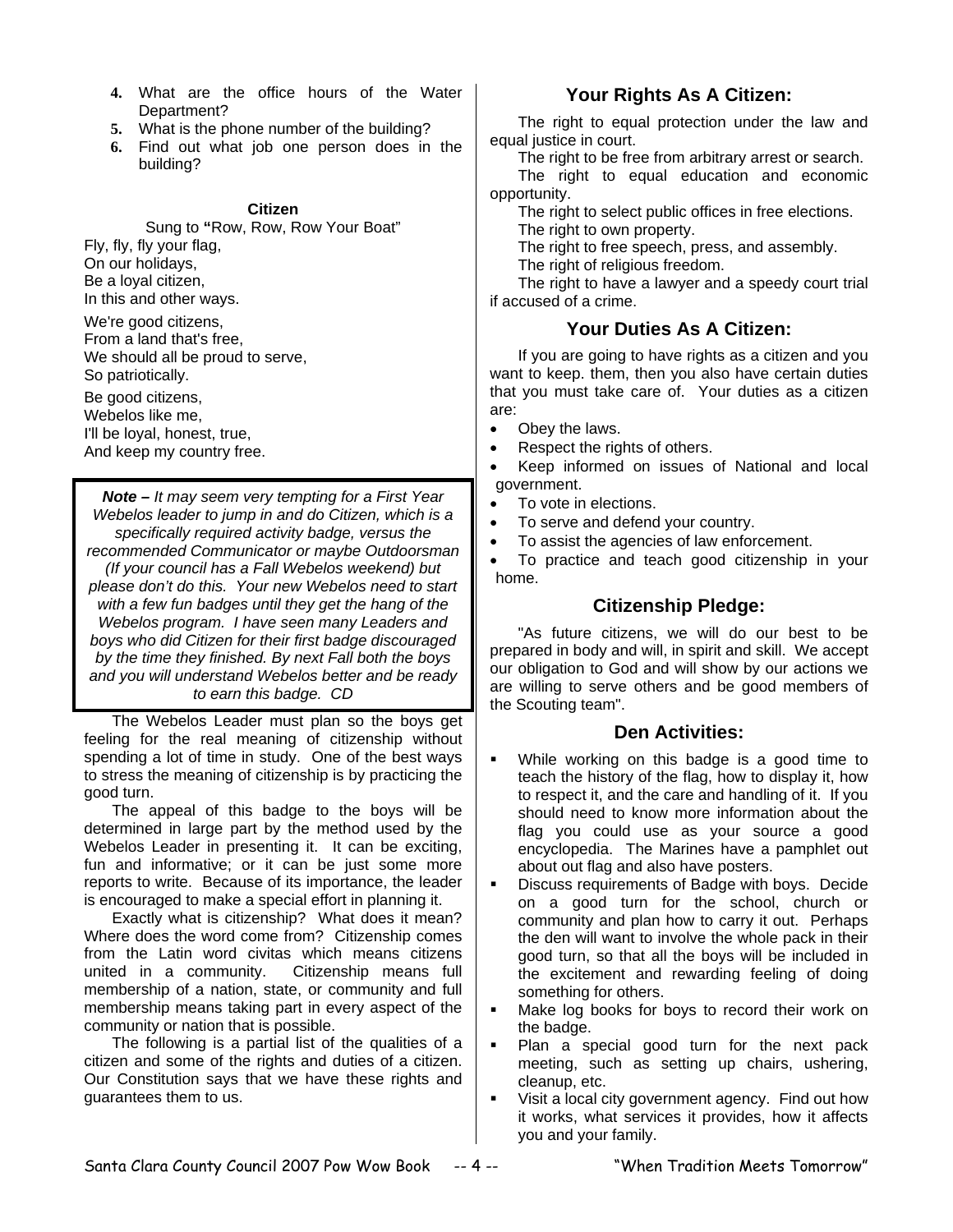4. What are the office hours of the Water Department?
5. What is the phone number of the building?
6. Find out what job one person does in the building?

**Citizen**

Sung to **"**Row, Row, Row Your Boat"

Fly, fly, fly your flag,
On our holidays,
Be a loyal citizen,
In this and other ways.

We're good citizens,
From a land that's free,
We should all be proud to serve,
So patriotically.

Be good citizens,
Webelos like me,
I'll be loyal, honest, true,
And keep my country free.

> ***Note –*** *It may seem very tempting for a First Year Webelos leader to jump in and do Citizen, which is a specifically required activity badge, versus the recommended Communicator or maybe Outdoorsman (If your council has a Fall Webelos weekend) but please don't do this. Your new Webelos need to start with a few fun badges until they get the hang of the Webelos program. I have seen many Leaders and boys who did Citizen for their first badge discouraged by the time they finished. By next Fall both the boys and you will understand Webelos better and be ready to earn this badge. CD*

The Webelos Leader must plan so the boys get feeling for the real meaning of citizenship without spending a lot of time in study. One of the best ways to stress the meaning of citizenship is by practicing the good turn.

The appeal of this badge to the boys will be determined in large part by the method used by the Webelos Leader in presenting it. It can be exciting, fun and informative; or it can be just some more reports to write. Because of its importance, the leader is encouraged to make a special effort in planning it.

Exactly what is citizenship? What does it mean? Where does the word come from? Citizenship comes from the Latin word civitas which means citizens united in a community. Citizenship means full membership of a nation, state, or community and full membership means taking part in every aspect of the community or nation that is possible.

The following is a partial list of the qualities of a citizen and some of the rights and duties of a citizen. Our Constitution says that we have these rights and guarantees them to us.

## Your Rights As A Citizen:

The right to equal protection under the law and equal justice in court.

The right to be free from arbitrary arrest or search.

The right to equal education and economic opportunity.

The right to select public offices in free elections.

The right to own property.

The right to free speech, press, and assembly.

The right of religious freedom.

The right to have a lawyer and a speedy court trial if accused of a crime.

## Your Duties As A Citizen:

If you are going to have rights as a citizen and you want to keep. them, then you also have certain duties that you must take care of. Your duties as a citizen are:

- Obey the laws.
- Respect the rights of others.
- Keep informed on issues of National and local government.
- To vote in elections.
- To serve and defend your country.
- To assist the agencies of law enforcement.
- To practice and teach good citizenship in your home.

## Citizenship Pledge:

"As future citizens, we will do our best to be prepared in body and will, in spirit and skill. We accept our obligation to God and will show by our actions we are willing to serve others and be good members of the Scouting team".

## Den Activities:

- While working on this badge is a good time to teach the history of the flag, how to display it, how to respect it, and the care and handling of it. If you should need to know more information about the flag you could use as your source a good encyclopedia. The Marines have a pamphlet out about out flag and also have posters.
- Discuss requirements of Badge with boys. Decide on a good turn for the school, church or community and plan how to carry it out. Perhaps the den will want to involve the whole pack in their good turn, so that all the boys will be included in the excitement and rewarding feeling of doing something for others.
- Make log books for boys to record their work on the badge.
- Plan a special good turn for the next pack meeting, such as setting up chairs, ushering, cleanup, etc.
- Visit a local city government agency. Find out how it works, what services it provides, how it affects you and your family.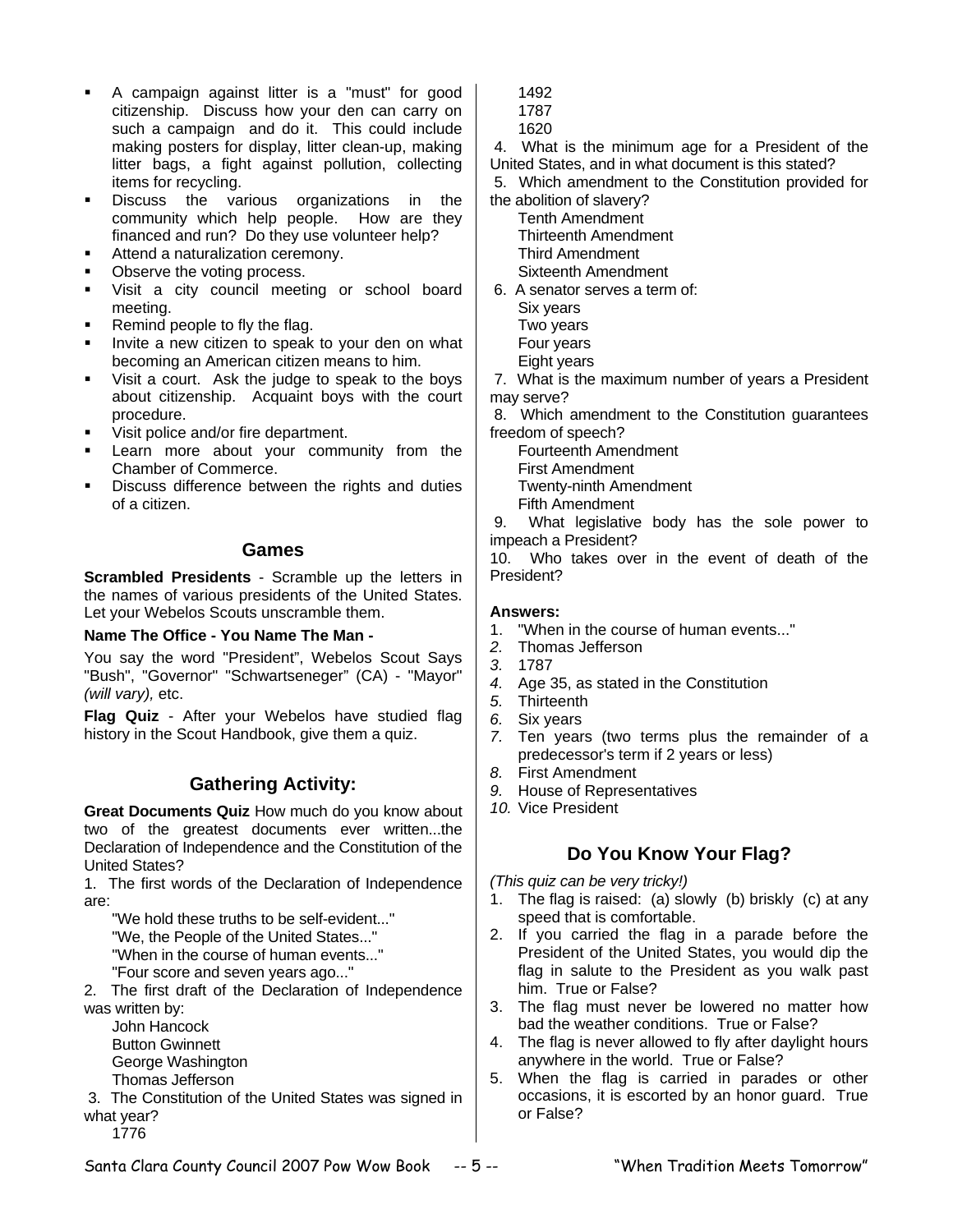- A campaign against litter is a "must" for good citizenship. Discuss how your den can carry on such a campaign and do it. This could include making posters for display, litter clean-up, making litter bags, a fight against pollution, collecting items for recycling.
- Discuss the various organizations in the community which help people. How are they financed and run? Do they use volunteer help?
- Attend a naturalization ceremony.
- Observe the voting process.
- Visit a city council meeting or school board meeting.
- Remind people to fly the flag.
- Invite a new citizen to speak to your den on what becoming an American citizen means to him.
- Visit a court. Ask the judge to speak to the boys about citizenship. Acquaint boys with the court procedure.
- Visit police and/or fire department.
- Learn more about your community from the Chamber of Commerce.
- Discuss difference between the rights and duties of a citizen.

## Games

**Scrambled Presidents** - Scramble up the letters in the names of various presidents of the United States. Let your Webelos Scouts unscramble them.

**Name The Office - You Name The Man -**

You say the word "President", Webelos Scout Says "Bush", "Governor" "Schwartseneger" (CA) - "Mayor" *(will vary),* etc.

**Flag Quiz** - After your Webelos have studied flag history in the Scout Handbook, give them a quiz.

## Gathering Activity:

**Great Documents Quiz** How much do you know about two of the greatest documents ever written...the Declaration of Independence and the Constitution of the United States?

1. The first words of the Declaration of Independence are:
   "We hold these truths to be self-evident..."
   "We, the People of the United States..."
   "When in the course of human events..."
   "Four score and seven years ago..."
2. The first draft of the Declaration of Independence was written by:
   John Hancock
   Button Gwinnett
   George Washington
   Thomas Jefferson
3. The Constitution of the United States was signed in what year?
   1776
   1492
   1787
   1620
4. What is the minimum age for a President of the United States, and in what document is this stated?
5. Which amendment to the Constitution provided for the abolition of slavery?
   Tenth Amendment
   Thirteenth Amendment
   Third Amendment
   Sixteenth Amendment
6. A senator serves a term of:
   Six years
   Two years
   Four years
   Eight years
7. What is the maximum number of years a President may serve?
8. Which amendment to the Constitution guarantees freedom of speech?
   Fourteenth Amendment
   First Amendment
   Twenty-ninth Amendment
   Fifth Amendment
9. What legislative body has the sole power to impeach a President?
10. Who takes over in the event of death of the President?

**Answers:**

1. "When in the course of human events..."
2. Thomas Jefferson
3. 1787
4. Age 35, as stated in the Constitution
5. Thirteenth
6. Six years
7. Ten years (two terms plus the remainder of a predecessor's term if 2 years or less)
8. First Amendment
9. House of Representatives
10. Vice President

## Do You Know Your Flag?

*(This quiz can be very tricky!)*

1. The flag is raised: (a) slowly (b) briskly (c) at any speed that is comfortable.
2. If you carried the flag in a parade before the President of the United States, you would dip the flag in salute to the President as you walk past him. True or False?
3. The flag must never be lowered no matter how bad the weather conditions. True or False?
4. The flag is never allowed to fly after daylight hours anywhere in the world. True or False?
5. When the flag is carried in parades or other occasions, it is escorted by an honor guard. True or False?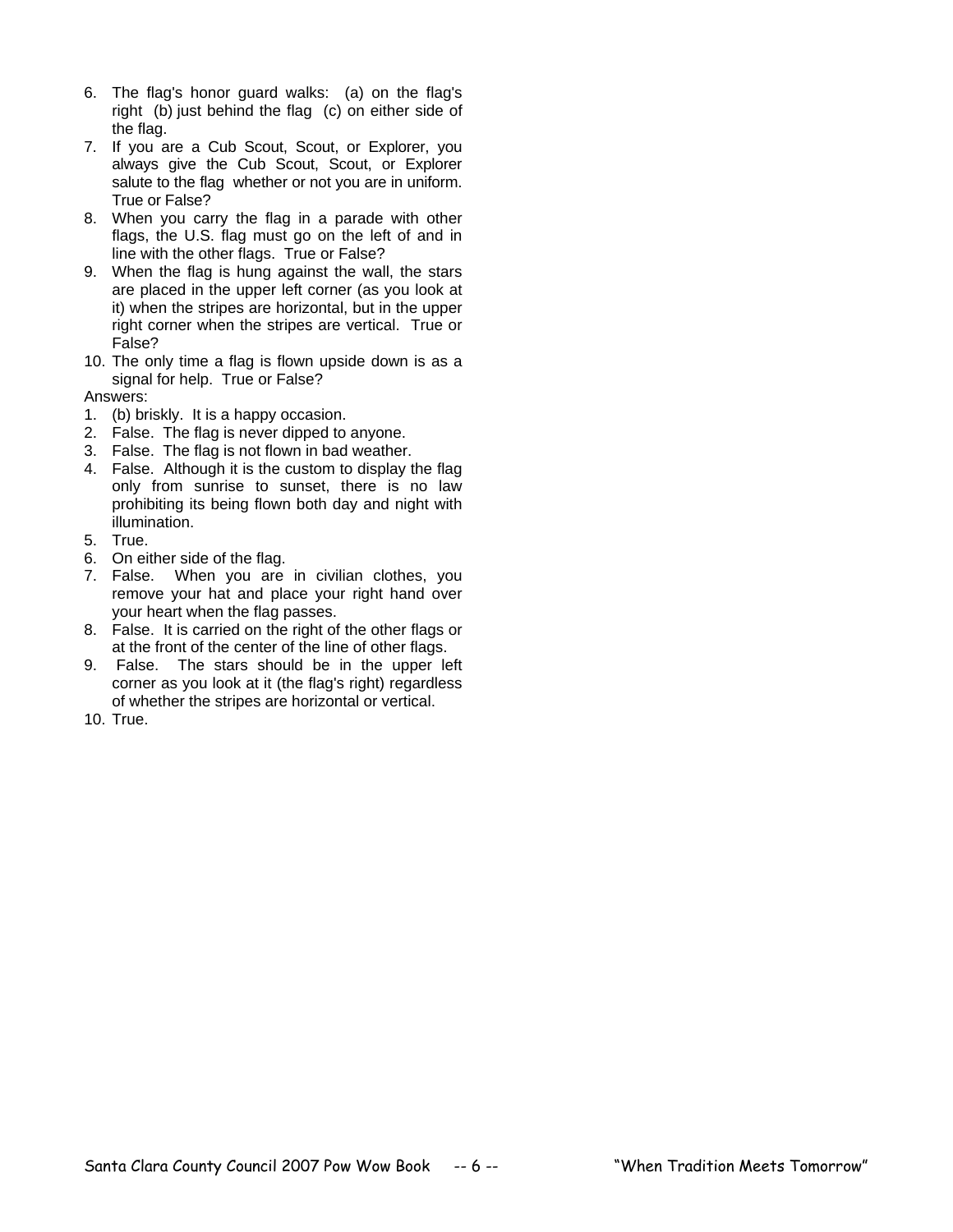6. The flag's honor guard walks: (a) on the flag's right (b) just behind the flag (c) on either side of the flag.
7. If you are a Cub Scout, Scout, or Explorer, you always give the Cub Scout, Scout, or Explorer salute to the flag whether or not you are in uniform. True or False?
8. When you carry the flag in a parade with other flags, the U.S. flag must go on the left of and in line with the other flags. True or False?
9. When the flag is hung against the wall, the stars are placed in the upper left corner (as you look at it) when the stripes are horizontal, but in the upper right corner when the stripes are vertical. True or False?
10. The only time a flag is flown upside down is as a signal for help. True or False?

Answers:

1. (b) briskly. It is a happy occasion.
2. False. The flag is never dipped to anyone.
3. False. The flag is not flown in bad weather.
4. False. Although it is the custom to display the flag only from sunrise to sunset, there is no law prohibiting its being flown both day and night with illumination.
5. True.
6. On either side of the flag.
7. False. When you are in civilian clothes, you remove your hat and place your right hand over your heart when the flag passes.
8. False. It is carried on the right of the other flags or at the front of the center of the line of other flags.
9. False. The stars should be in the upper left corner as you look at it (the flag's right) regardless of whether the stripes are horizontal or vertical.
10. True.